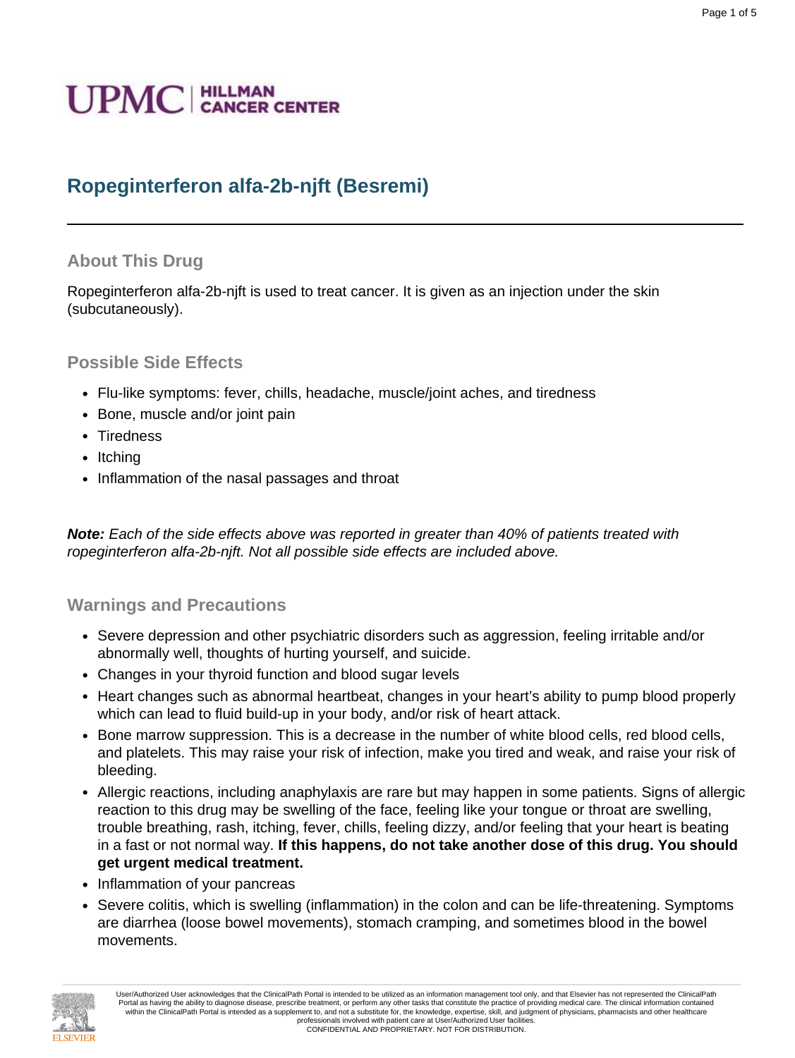UPMC | HILLMAN CANCER CENTER

# Ropeginterferon alfa-2b-njft (Besremi)

## About This Drug

Ropeginterferon alfa-2b-njft is used to treat cancer. It is given as an injection under the skin (subcutaneously).

## Possible Side Effects

- Flu-like symptoms: fever, chills, headache, muscle/joint aches, and tiredness
- Bone, muscle and/or joint pain
- Tiredness
- Itching
- Inflammation of the nasal passages and throat

***Note:*** *Each of the side effects above was reported in greater than 40% of patients treated with ropeginterferon alfa-2b-njft. Not all possible side effects are included above.*

## Warnings and Precautions

- Severe depression and other psychiatric disorders such as aggression, feeling irritable and/or abnormally well, thoughts of hurting yourself, and suicide.
- Changes in your thyroid function and blood sugar levels
- Heart changes such as abnormal heartbeat, changes in your heart's ability to pump blood properly which can lead to fluid build-up in your body, and/or risk of heart attack.
- Bone marrow suppression. This is a decrease in the number of white blood cells, red blood cells, and platelets. This may raise your risk of infection, make you tired and weak, and raise your risk of bleeding.
- Allergic reactions, including anaphylaxis are rare but may happen in some patients. Signs of allergic reaction to this drug may be swelling of the face, feeling like your tongue or throat are swelling, trouble breathing, rash, itching, fever, chills, feeling dizzy, and/or feeling that your heart is beating in a fast or not normal way. **If this happens, do not take another dose of this drug. You should get urgent medical treatment.**
- Inflammation of your pancreas
- Severe colitis, which is swelling (inflammation) in the colon and can be life-threatening. Symptoms are diarrhea (loose bowel movements), stomach cramping, and sometimes blood in the bowel movements.

User/Authorized User acknowledges that the ClinicalPath Portal is intended to be utilized as an information management tool only, and that Elsevier has not represented the ClinicalPath Portal as having the ability to diagnose disease, prescribe treatment, or perform any other tasks that constitute the practice of providing medical care. The clinical information contained within the ClinicalPath Portal is intended as a supplement to, and not a substitute for, the knowledge, expertise, skill, and judgment of physicians, pharmacists and other healthcare professionals involved with patient care at User/Authorized User facilities.
CONFIDENTIAL AND PROPRIETARY. NOT FOR DISTRIBUTION.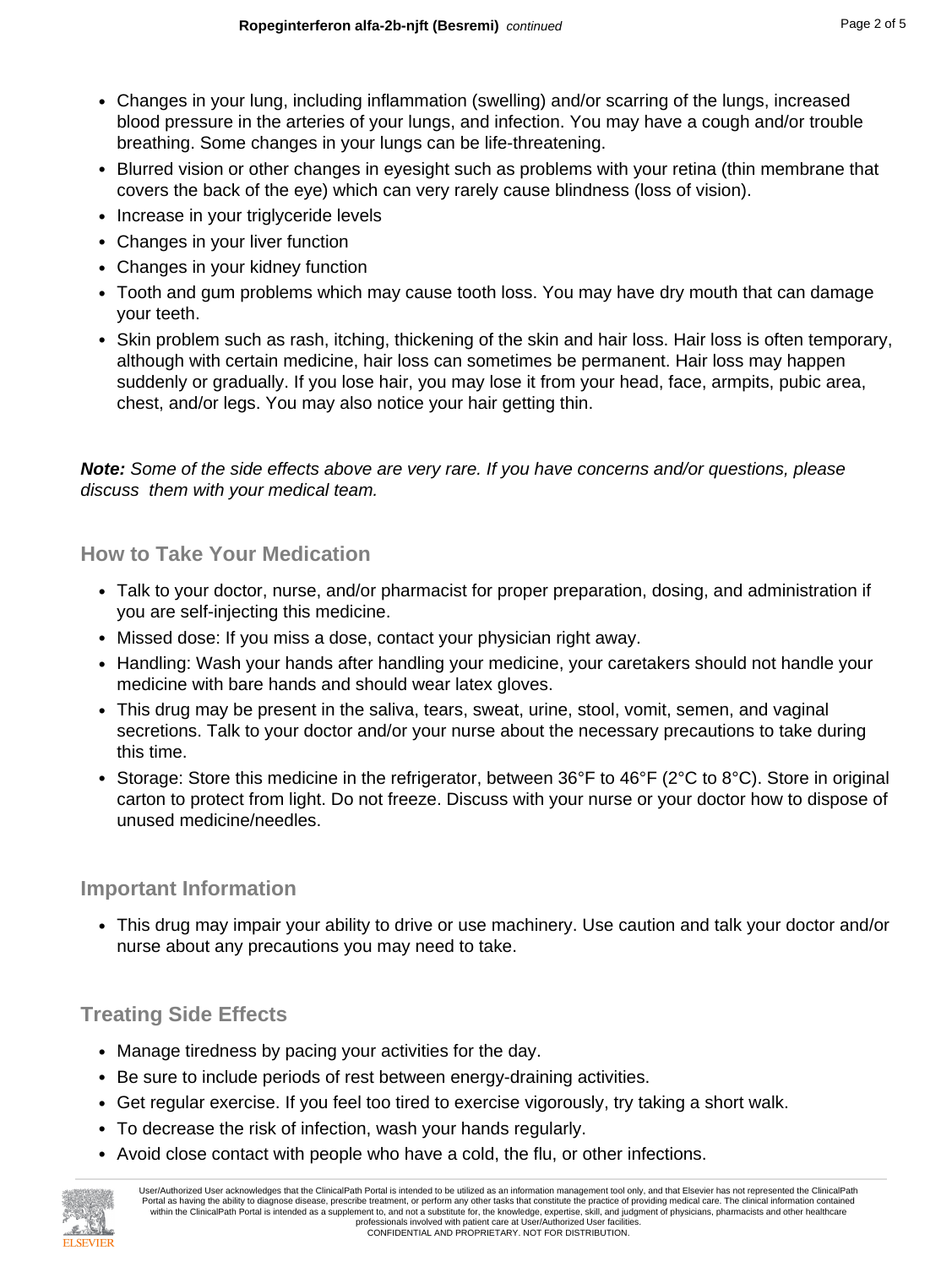- Changes in your lung, including inflammation (swelling) and/or scarring of the lungs, increased blood pressure in the arteries of your lungs, and infection. You may have a cough and/or trouble breathing. Some changes in your lungs can be life-threatening.
- Blurred vision or other changes in eyesight such as problems with your retina (thin membrane that covers the back of the eye) which can very rarely cause blindness (loss of vision).
- Increase in your triglyceride levels
- Changes in your liver function
- Changes in your kidney function
- Tooth and gum problems which may cause tooth loss. You may have dry mouth that can damage your teeth.
- Skin problem such as rash, itching, thickening of the skin and hair loss. Hair loss is often temporary, although with certain medicine, hair loss can sometimes be permanent. Hair loss may happen suddenly or gradually. If you lose hair, you may lose it from your head, face, armpits, pubic area, chest, and/or legs. You may also notice your hair getting thin.

***Note:*** *Some of the side effects above are very rare. If you have concerns and/or questions, please discuss them with your medical team.*

## How to Take Your Medication

- Talk to your doctor, nurse, and/or pharmacist for proper preparation, dosing, and administration if you are self-injecting this medicine.
- Missed dose: If you miss a dose, contact your physician right away.
- Handling: Wash your hands after handling your medicine, your caretakers should not handle your medicine with bare hands and should wear latex gloves.
- This drug may be present in the saliva, tears, sweat, urine, stool, vomit, semen, and vaginal secretions. Talk to your doctor and/or your nurse about the necessary precautions to take during this time.
- Storage: Store this medicine in the refrigerator, between 36°F to 46°F (2°C to 8°C). Store in original carton to protect from light. Do not freeze. Discuss with your nurse or your doctor how to dispose of unused medicine/needles.

## Important Information

- This drug may impair your ability to drive or use machinery. Use caution and talk your doctor and/or nurse about any precautions you may need to take.

## Treating Side Effects

- Manage tiredness by pacing your activities for the day.
- Be sure to include periods of rest between energy-draining activities.
- Get regular exercise. If you feel too tired to exercise vigorously, try taking a short walk.
- To decrease the risk of infection, wash your hands regularly.
- Avoid close contact with people who have a cold, the flu, or other infections.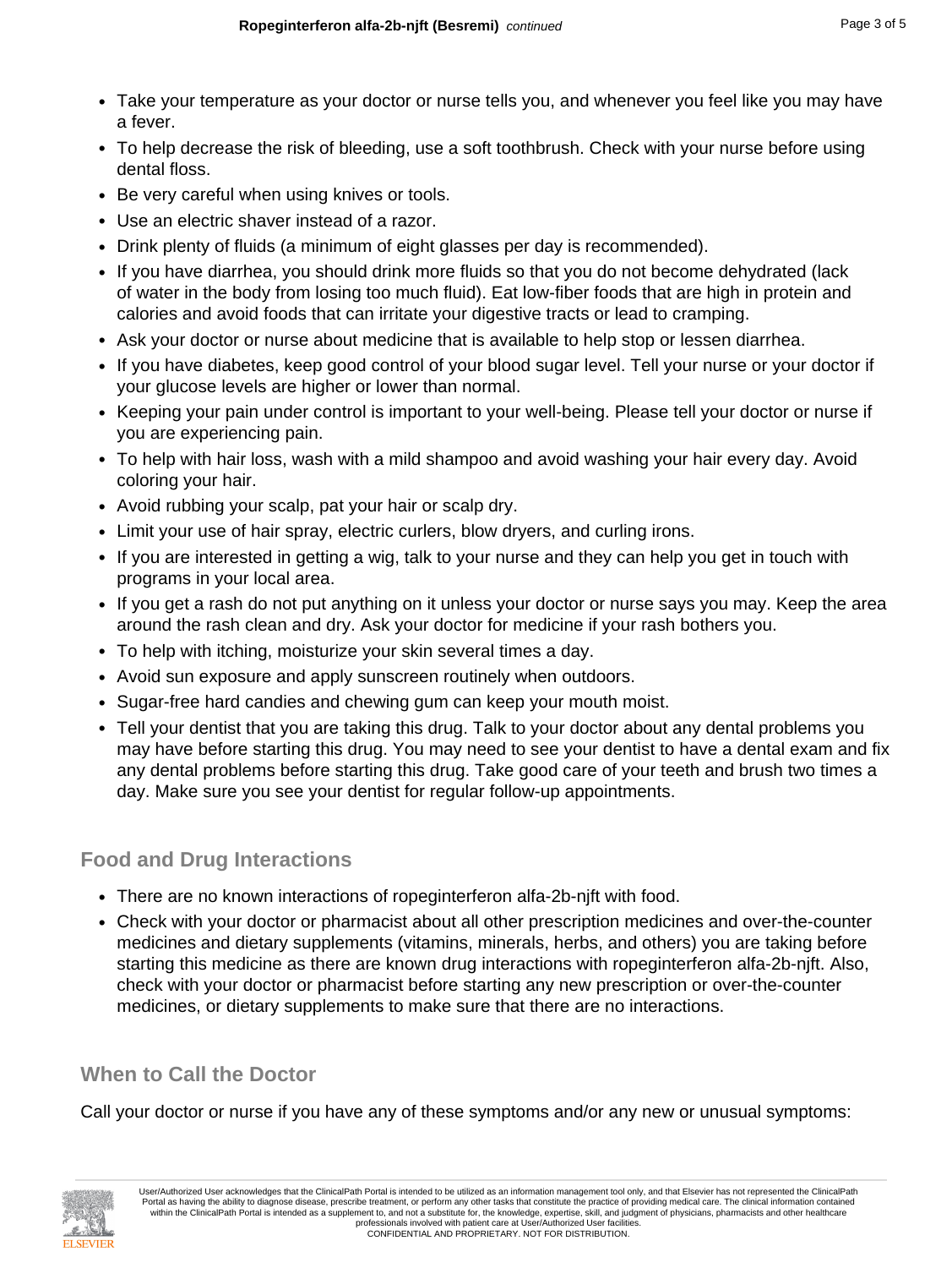- Take your temperature as your doctor or nurse tells you, and whenever you feel like you may have a fever.
- To help decrease the risk of bleeding, use a soft toothbrush. Check with your nurse before using dental floss.
- Be very careful when using knives or tools.
- Use an electric shaver instead of a razor.
- Drink plenty of fluids (a minimum of eight glasses per day is recommended).
- If you have diarrhea, you should drink more fluids so that you do not become dehydrated (lack of water in the body from losing too much fluid). Eat low-fiber foods that are high in protein and calories and avoid foods that can irritate your digestive tracts or lead to cramping.
- Ask your doctor or nurse about medicine that is available to help stop or lessen diarrhea.
- If you have diabetes, keep good control of your blood sugar level. Tell your nurse or your doctor if your glucose levels are higher or lower than normal.
- Keeping your pain under control is important to your well-being. Please tell your doctor or nurse if you are experiencing pain.
- To help with hair loss, wash with a mild shampoo and avoid washing your hair every day. Avoid coloring your hair.
- Avoid rubbing your scalp, pat your hair or scalp dry.
- Limit your use of hair spray, electric curlers, blow dryers, and curling irons.
- If you are interested in getting a wig, talk to your nurse and they can help you get in touch with programs in your local area.
- If you get a rash do not put anything on it unless your doctor or nurse says you may. Keep the area around the rash clean and dry. Ask your doctor for medicine if your rash bothers you.
- To help with itching, moisturize your skin several times a day.
- Avoid sun exposure and apply sunscreen routinely when outdoors.
- Sugar-free hard candies and chewing gum can keep your mouth moist.
- Tell your dentist that you are taking this drug. Talk to your doctor about any dental problems you may have before starting this drug. You may need to see your dentist to have a dental exam and fix any dental problems before starting this drug. Take good care of your teeth and brush two times a day. Make sure you see your dentist for regular follow-up appointments.

## Food and Drug Interactions

- There are no known interactions of ropeginterferon alfa-2b-njft with food.
- Check with your doctor or pharmacist about all other prescription medicines and over-the-counter medicines and dietary supplements (vitamins, minerals, herbs, and others) you are taking before starting this medicine as there are known drug interactions with ropeginterferon alfa-2b-njft. Also, check with your doctor or pharmacist before starting any new prescription or over-the-counter medicines, or dietary supplements to make sure that there are no interactions.

## When to Call the Doctor

Call your doctor or nurse if you have any of these symptoms and/or any new or unusual symptoms: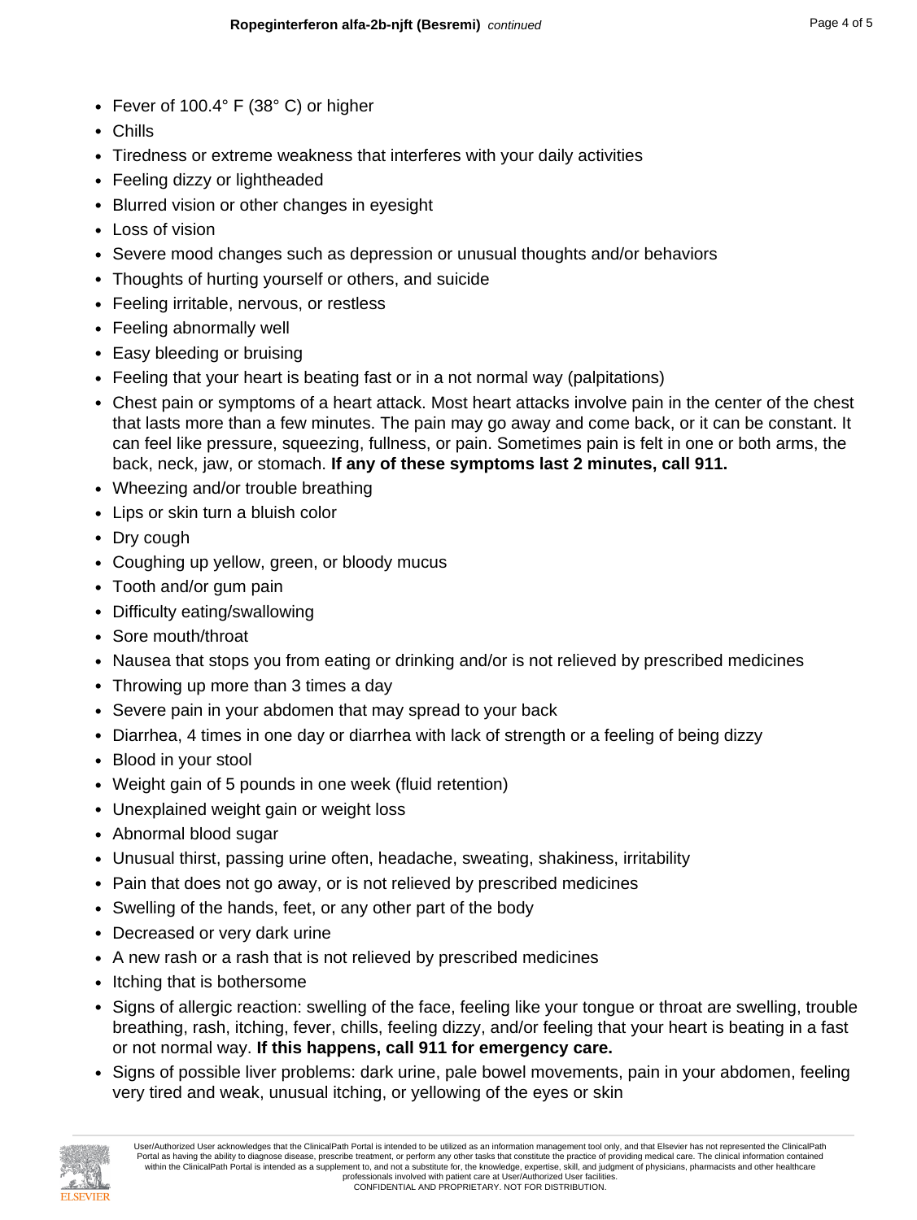- Fever of 100.4° F (38° C) or higher
- Chills
- Tiredness or extreme weakness that interferes with your daily activities
- Feeling dizzy or lightheaded
- Blurred vision or other changes in eyesight
- Loss of vision
- Severe mood changes such as depression or unusual thoughts and/or behaviors
- Thoughts of hurting yourself or others, and suicide
- Feeling irritable, nervous, or restless
- Feeling abnormally well
- Easy bleeding or bruising
- Feeling that your heart is beating fast or in a not normal way (palpitations)
- Chest pain or symptoms of a heart attack. Most heart attacks involve pain in the center of the chest that lasts more than a few minutes. The pain may go away and come back, or it can be constant. It can feel like pressure, squeezing, fullness, or pain. Sometimes pain is felt in one or both arms, the back, neck, jaw, or stomach. **If any of these symptoms last 2 minutes, call 911.**
- Wheezing and/or trouble breathing
- Lips or skin turn a bluish color
- Dry cough
- Coughing up yellow, green, or bloody mucus
- Tooth and/or gum pain
- Difficulty eating/swallowing
- Sore mouth/throat
- Nausea that stops you from eating or drinking and/or is not relieved by prescribed medicines
- Throwing up more than 3 times a day
- Severe pain in your abdomen that may spread to your back
- Diarrhea, 4 times in one day or diarrhea with lack of strength or a feeling of being dizzy
- Blood in your stool
- Weight gain of 5 pounds in one week (fluid retention)
- Unexplained weight gain or weight loss
- Abnormal blood sugar
- Unusual thirst, passing urine often, headache, sweating, shakiness, irritability
- Pain that does not go away, or is not relieved by prescribed medicines
- Swelling of the hands, feet, or any other part of the body
- Decreased or very dark urine
- A new rash or a rash that is not relieved by prescribed medicines
- Itching that is bothersome
- Signs of allergic reaction: swelling of the face, feeling like your tongue or throat are swelling, trouble breathing, rash, itching, fever, chills, feeling dizzy, and/or feeling that your heart is beating in a fast or not normal way. **If this happens, call 911 for emergency care.**
- Signs of possible liver problems: dark urine, pale bowel movements, pain in your abdomen, feeling very tired and weak, unusual itching, or yellowing of the eyes or skin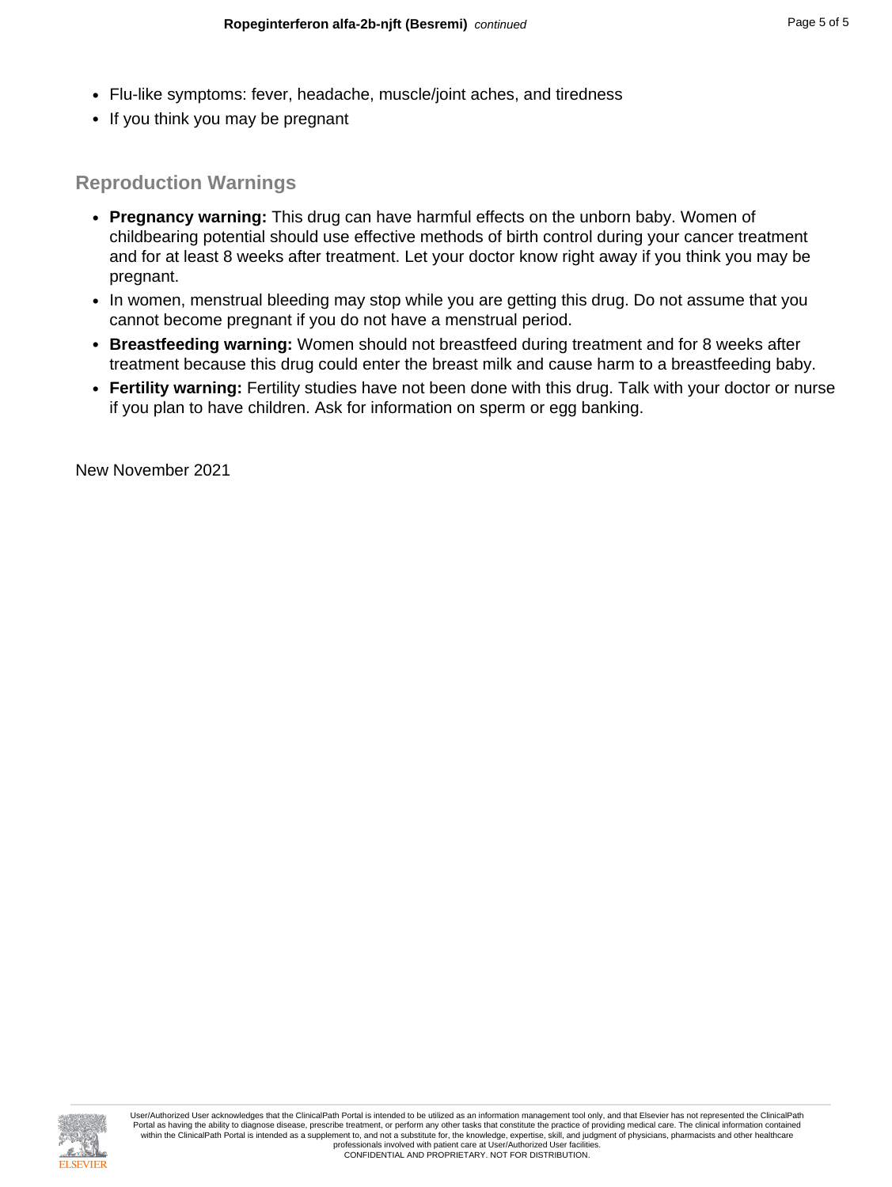- Flu-like symptoms: fever, headache, muscle/joint aches, and tiredness
- If you think you may be pregnant

## Reproduction Warnings

- **Pregnancy warning:** This drug can have harmful effects on the unborn baby. Women of childbearing potential should use effective methods of birth control during your cancer treatment and for at least 8 weeks after treatment. Let your doctor know right away if you think you may be pregnant.
- In women, menstrual bleeding may stop while you are getting this drug. Do not assume that you cannot become pregnant if you do not have a menstrual period.
- **Breastfeeding warning:** Women should not breastfeed during treatment and for 8 weeks after treatment because this drug could enter the breast milk and cause harm to a breastfeeding baby.
- **Fertility warning:** Fertility studies have not been done with this drug. Talk with your doctor or nurse if you plan to have children. Ask for information on sperm or egg banking.

New November 2021

User/Authorized User acknowledges that the ClinicalPath Portal is intended to be utilized as an information management tool only, and that Elsevier has not represented the ClinicalPath Portal as having the ability to diagnose disease, prescribe treatment, or perform any other tasks that constitute the practice of providing medical care. The clinical information contained within the ClinicalPath Portal is intended as a supplement to, and not a substitute for, the knowledge, expertise, skill, and judgment of physicians, pharmacists and other healthcare professionals involved with patient care at User/Authorized User facilities.
CONFIDENTIAL AND PROPRIETARY. NOT FOR DISTRIBUTION.